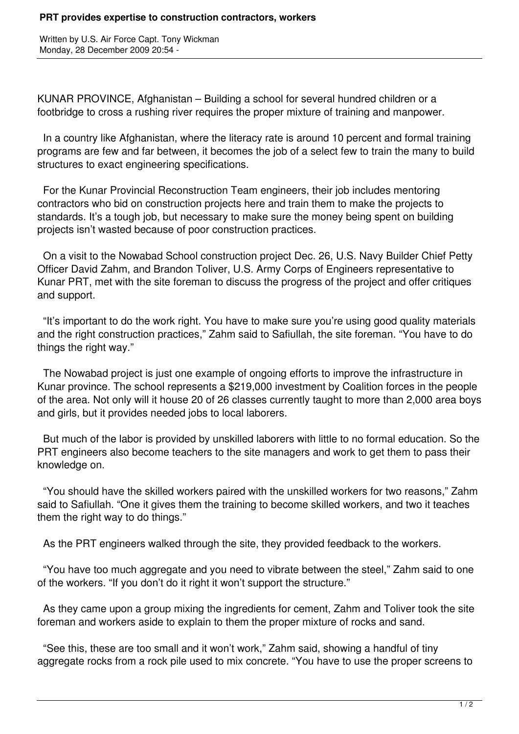# PRT provides expertise to construction contractors, workers

Written by U.S. Air Force Capt. Tony Wickman
Monday, 28 December 2009 20:54 -

KUNAR PROVINCE, Afghanistan – Building a school for several hundred children or a footbridge to cross a rushing river requires the proper mixture of training and manpower.

In a country like Afghanistan, where the literacy rate is around 10 percent and formal training programs are few and far between, it becomes the job of a select few to train the many to build structures to exact engineering specifications.

For the Kunar Provincial Reconstruction Team engineers, their job includes mentoring contractors who bid on construction projects here and train them to make the projects to standards. It's a tough job, but necessary to make sure the money being spent on building projects isn't wasted because of poor construction practices.

On a visit to the Nowabad School construction project Dec. 26, U.S. Navy Builder Chief Petty Officer David Zahm, and Brandon Toliver, U.S. Army Corps of Engineers representative to Kunar PRT, met with the site foreman to discuss the progress of the project and offer critiques and support.

"It's important to do the work right. You have to make sure you're using good quality materials and the right construction practices," Zahm said to Safiullah, the site foreman. "You have to do things the right way."

The Nowabad project is just one example of ongoing efforts to improve the infrastructure in Kunar province. The school represents a $219,000 investment by Coalition forces in the people of the area. Not only will it house 20 of 26 classes currently taught to more than 2,000 area boys and girls, but it provides needed jobs to local laborers.

But much of the labor is provided by unskilled laborers with little to no formal education. So the PRT engineers also become teachers to the site managers and work to get them to pass their knowledge on.

"You should have the skilled workers paired with the unskilled workers for two reasons," Zahm said to Safiullah. "One it gives them the training to become skilled workers, and two it teaches them the right way to do things."

As the PRT engineers walked through the site, they provided feedback to the workers.

"You have too much aggregate and you need to vibrate between the steel," Zahm said to one of the workers. "If you don't do it right it won't support the structure."

As they came upon a group mixing the ingredients for cement, Zahm and Toliver took the site foreman and workers aside to explain to them the proper mixture of rocks and sand.

"See this, these are too small and it won't work," Zahm said, showing a handful of tiny aggregate rocks from a rock pile used to mix concrete. "You have to use the proper screens to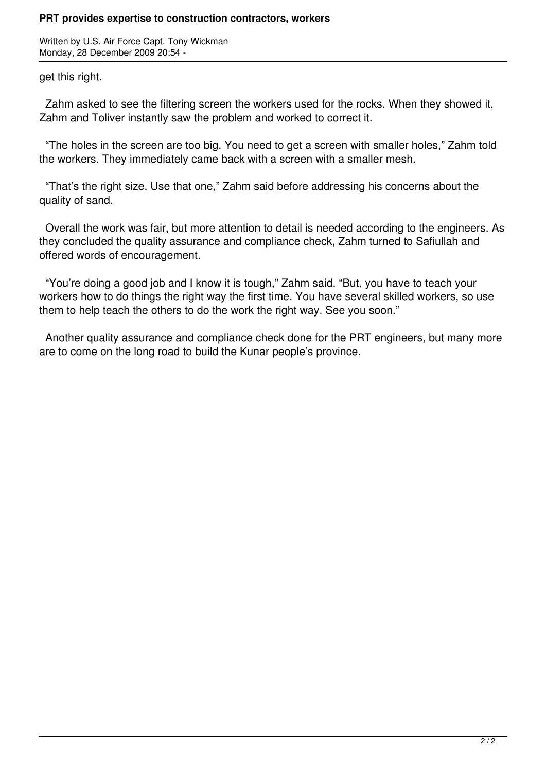get this right.

Zahm asked to see the filtering screen the workers used for the rocks. When they showed it, Zahm and Toliver instantly saw the problem and worked to correct it.

"The holes in the screen are too big. You need to get a screen with smaller holes," Zahm told the workers. They immediately came back with a screen with a smaller mesh.

"That's the right size. Use that one," Zahm said before addressing his concerns about the quality of sand.

Overall the work was fair, but more attention to detail is needed according to the engineers. As they concluded the quality assurance and compliance check, Zahm turned to Safiullah and offered words of encouragement.

"You're doing a good job and I know it is tough," Zahm said. "But, you have to teach your workers how to do things the right way the first time. You have several skilled workers, so use them to help teach the others to do the work the right way. See you soon."

Another quality assurance and compliance check done for the PRT engineers, but many more are to come on the long road to build the Kunar people's province.